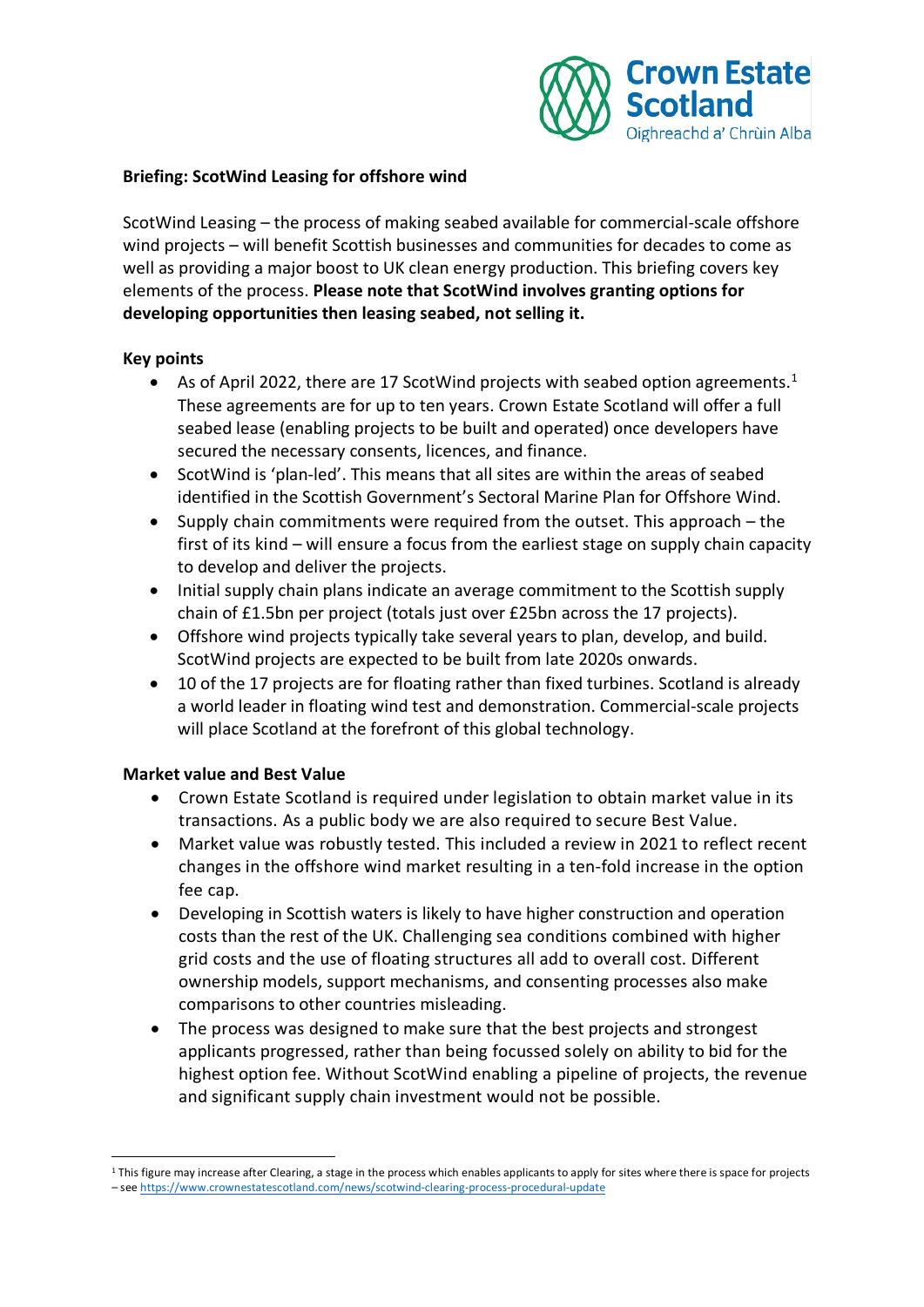**Briefing: ScotWind Leasing for offshore wind**

ScotWind Leasing – the process of making seabed available for commercial-scale offshore wind projects – will benefit Scottish businesses and communities for decades to come as well as providing a major boost to UK clean energy production. This briefing covers key elements of the process. **Please note that ScotWind involves granting options for developing opportunities then leasing seabed, not selling it.**

**Key points**

- As of April 2022, there are 17 ScotWind projects with seabed option agreements.[1] These agreements are for up to ten years. Crown Estate Scotland will offer a full seabed lease (enabling projects to be built and operated) once developers have secured the necessary consents, licences, and finance.
- ScotWind is 'plan-led'. This means that all sites are within the areas of seabed identified in the Scottish Government's Sectoral Marine Plan for Offshore Wind.
- Supply chain commitments were required from the outset. This approach – the first of its kind – will ensure a focus from the earliest stage on supply chain capacity to develop and deliver the projects.
- Initial supply chain plans indicate an average commitment to the Scottish supply chain of £1.5bn per project (totals just over £25bn across the 17 projects).
- Offshore wind projects typically take several years to plan, develop, and build. ScotWind projects are expected to be built from late 2020s onwards.
- 10 of the 17 projects are for floating rather than fixed turbines. Scotland is already a world leader in floating wind test and demonstration. Commercial-scale projects will place Scotland at the forefront of this global technology.

**Market value and Best Value**

- Crown Estate Scotland is required under legislation to obtain market value in its transactions. As a public body we are also required to secure Best Value.
- Market value was robustly tested. This included a review in 2021 to reflect recent changes in the offshore wind market resulting in a ten-fold increase in the option fee cap.
- Developing in Scottish waters is likely to have higher construction and operation costs than the rest of the UK. Challenging sea conditions combined with higher grid costs and the use of floating structures all add to overall cost. Different ownership models, support mechanisms, and consenting processes also make comparisons to other countries misleading.
- The process was designed to make sure that the best projects and strongest applicants progressed, rather than being focussed solely on ability to bid for the highest option fee. Without ScotWind enabling a pipeline of projects, the revenue and significant supply chain investment would not be possible.

[1] This figure may increase after Clearing, a stage in the process which enables applicants to apply for sites where there is space for projects – see https://www.crownestatescotland.com/news/scotwind-clearing-process-procedural-update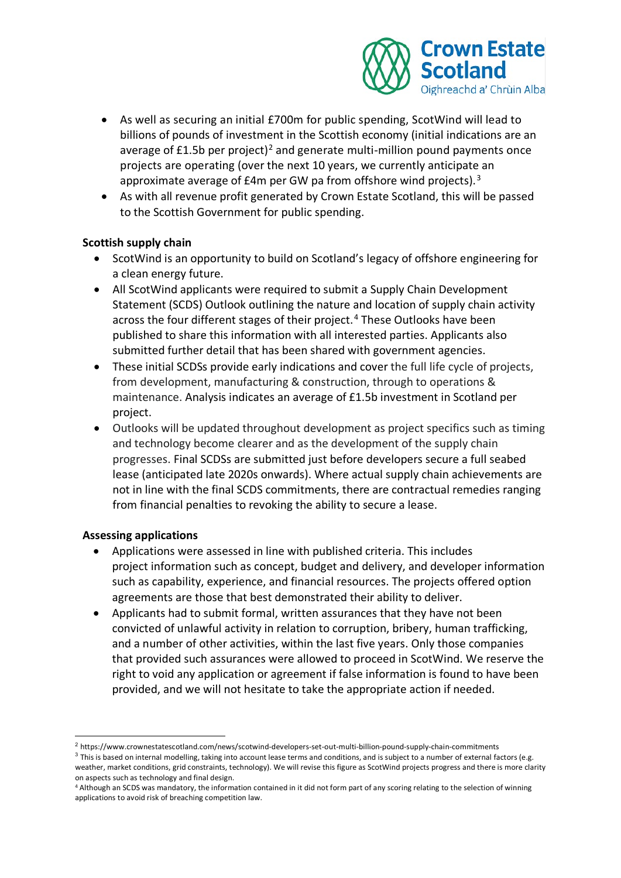- As well as securing an initial £700m for public spending, ScotWind will lead to billions of pounds of investment in the Scottish economy (initial indications are an average of £1.5b per project)[2] and generate multi-million pound payments once projects are operating (over the next 10 years, we currently anticipate an approximate average of £4m per GW pa from offshore wind projects).[3]
- As with all revenue profit generated by Crown Estate Scotland, this will be passed to the Scottish Government for public spending.

**Scottish supply chain**

- ScotWind is an opportunity to build on Scotland's legacy of offshore engineering for a clean energy future.
- All ScotWind applicants were required to submit a Supply Chain Development Statement (SCDS) Outlook outlining the nature and location of supply chain activity across the four different stages of their project.[4] These Outlooks have been published to share this information with all interested parties. Applicants also submitted further detail that has been shared with government agencies.
- These initial SCDSs provide early indications and cover the full life cycle of projects, from development, manufacturing & construction, through to operations & maintenance. Analysis indicates an average of £1.5b investment in Scotland per project.
- Outlooks will be updated throughout development as project specifics such as timing and technology become clearer and as the development of the supply chain progresses. Final SCDSs are submitted just before developers secure a full seabed lease (anticipated late 2020s onwards). Where actual supply chain achievements are not in line with the final SCDS commitments, there are contractual remedies ranging from financial penalties to revoking the ability to secure a lease.

**Assessing applications**

- Applications were assessed in line with published criteria. This includes project information such as concept, budget and delivery, and developer information such as capability, experience, and financial resources. The projects offered option agreements are those that best demonstrated their ability to deliver.
- Applicants had to submit formal, written assurances that they have not been convicted of unlawful activity in relation to corruption, bribery, human trafficking, and a number of other activities, within the last five years. Only those companies that provided such assurances were allowed to proceed in ScotWind. We reserve the right to void any application or agreement if false information is found to have been provided, and we will not hesitate to take the appropriate action if needed.

---

[2] https://www.crownestatescotland.com/news/scotwind-developers-set-out-multi-billion-pound-supply-chain-commitments

[3] This is based on internal modelling, taking into account lease terms and conditions, and is subject to a number of external factors (e.g. weather, market conditions, grid constraints, technology). We will revise this figure as ScotWind projects progress and there is more clarity on aspects such as technology and final design.

[4] Although an SCDS was mandatory, the information contained in it did not form part of any scoring relating to the selection of winning applications to avoid risk of breaching competition law.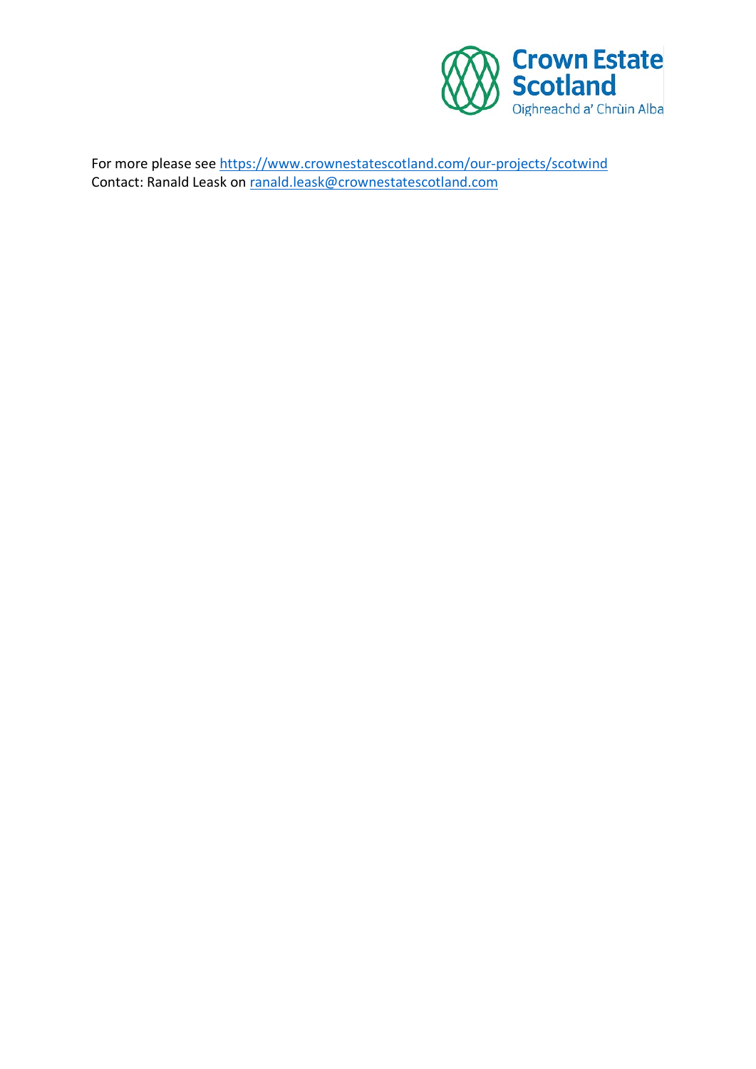For more please see [https://www.crownestatescotland.com/our-projects/scotwind](https://www.crownestatescotland.com/our-projects/scotwind)
Contact: Ranald Leask on [ranald.leask@crownestatescotland.com](mailto:ranald.leask@crownestatescotland.com)